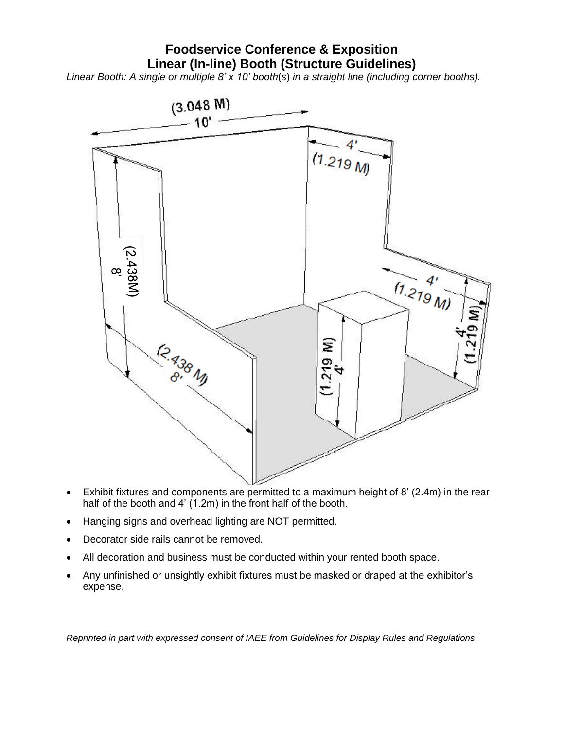# Foodservice Conference & Exposition
## Linear (In-line) Booth (Structure Guidelines)

*Linear Booth: A single or multiple 8' x 10' booth(s) in a straight line (including corner booths).*

- Exhibit fixtures and components are permitted to a maximum height of 8' (2.4m) in the rear half of the booth and 4' (1.2m) in the front half of the booth.
- Hanging signs and overhead lighting are NOT permitted.
- Decorator side rails cannot be removed.
- All decoration and business must be conducted within your rented booth space.
- Any unfinished or unsightly exhibit fixtures must be masked or draped at the exhibitor's expense.

*Reprinted in part with expressed consent of IAEE from Guidelines for Display Rules and Regulations.*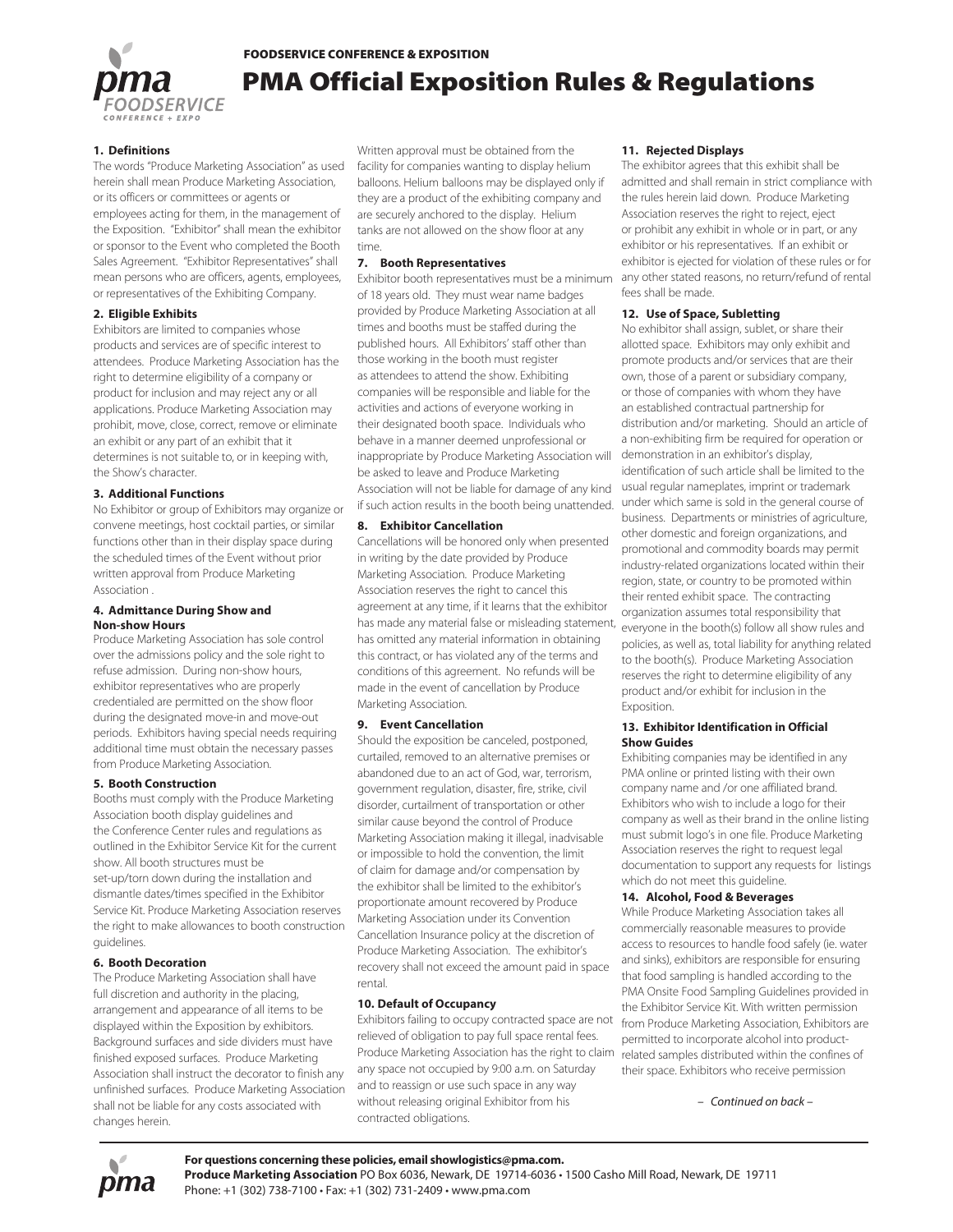FOODSERVICE CONFERENCE & EXPOSITION

# PMA Official Exposition Rules & Regulations

### 1. Definitions

The words "Produce Marketing Association" as used herein shall mean Produce Marketing Association, or its officers or committees or agents or employees acting for them, in the management of the Exposition. "Exhibitor" shall mean the exhibitor or sponsor to the Event who completed the Booth Sales Agreement. "Exhibitor Representatives" shall mean persons who are officers, agents, employees, or representatives of the Exhibiting Company.

### 2. Eligible Exhibits

Exhibitors are limited to companies whose products and services are of specific interest to attendees. Produce Marketing Association has the right to determine eligibility of a company or product for inclusion and may reject any or all applications. Produce Marketing Association may prohibit, move, close, correct, remove or eliminate an exhibit or any part of an exhibit that it determines is not suitable to, or in keeping with, the Show's character.

### 3. Additional Functions

No Exhibitor or group of Exhibitors may organize or convene meetings, host cocktail parties, or similar functions other than in their display space during the scheduled times of the Event without prior written approval from Produce Marketing Association .

### 4. Admittance During Show and Non-show Hours

Produce Marketing Association has sole control over the admissions policy and the sole right to refuse admission. During non-show hours, exhibitor representatives who are properly credentialed are permitted on the show floor during the designated move-in and move-out periods. Exhibitors having special needs requiring additional time must obtain the necessary passes from Produce Marketing Association.

### 5. Booth Construction

Booths must comply with the Produce Marketing Association booth display guidelines and the Conference Center rules and regulations as outlined in the Exhibitor Service Kit for the current show. All booth structures must be set-up/torn down during the installation and dismantle dates/times specified in the Exhibitor Service Kit. Produce Marketing Association reserves the right to make allowances to booth construction guidelines.

### 6. Booth Decoration

The Produce Marketing Association shall have full discretion and authority in the placing, arrangement and appearance of all items to be displayed within the Exposition by exhibitors. Background surfaces and side dividers must have finished exposed surfaces. Produce Marketing Association shall instruct the decorator to finish any unfinished surfaces. Produce Marketing Association shall not be liable for any costs associated with changes herein.

Written approval must be obtained from the facility for companies wanting to display helium balloons. Helium balloons may be displayed only if they are a product of the exhibiting company and are securely anchored to the display. Helium tanks are not allowed on the show floor at any time.

### 7. Booth Representatives

Exhibitor booth representatives must be a minimum of 18 years old. They must wear name badges provided by Produce Marketing Association at all times and booths must be staffed during the published hours. All Exhibitors' staff other than those working in the booth must register as attendees to attend the show. Exhibiting companies will be responsible and liable for the activities and actions of everyone working in their designated booth space. Individuals who behave in a manner deemed unprofessional or inappropriate by Produce Marketing Association will be asked to leave and Produce Marketing Association will not be liable for damage of any kind if such action results in the booth being unattended.

### 8. Exhibitor Cancellation

Cancellations will be honored only when presented in writing by the date provided by Produce Marketing Association. Produce Marketing Association reserves the right to cancel this agreement at any time, if it learns that the exhibitor has made any material false or misleading statement, has omitted any material information in obtaining this contract, or has violated any of the terms and conditions of this agreement. No refunds will be made in the event of cancellation by Produce Marketing Association.

### 9. Event Cancellation

Should the exposition be canceled, postponed, curtailed, removed to an alternative premises or abandoned due to an act of God, war, terrorism, government regulation, disaster, fire, strike, civil disorder, curtailment of transportation or other similar cause beyond the control of Produce Marketing Association making it illegal, inadvisable or impossible to hold the convention, the limit of claim for damage and/or compensation by the exhibitor shall be limited to the exhibitor's proportionate amount recovered by Produce Marketing Association under its Convention Cancellation Insurance policy at the discretion of Produce Marketing Association. The exhibitor's recovery shall not exceed the amount paid in space rental.

### 10. Default of Occupancy

Exhibitors failing to occupy contracted space are not relieved of obligation to pay full space rental fees. Produce Marketing Association has the right to claim any space not occupied by 9:00 a.m. on Saturday and to reassign or use such space in any way without releasing original Exhibitor from his contracted obligations.

### 11. Rejected Displays

The exhibitor agrees that this exhibit shall be admitted and shall remain in strict compliance with the rules herein laid down. Produce Marketing Association reserves the right to reject, eject or prohibit any exhibit in whole or in part, or any exhibitor or his representatives. If an exhibit or exhibitor is ejected for violation of these rules or for any other stated reasons, no return/refund of rental fees shall be made.

### 12. Use of Space, Subletting

No exhibitor shall assign, sublet, or share their allotted space. Exhibitors may only exhibit and promote products and/or services that are their own, those of a parent or subsidiary company, or those of companies with whom they have an established contractual partnership for distribution and/or marketing. Should an article of a non-exhibiting firm be required for operation or demonstration in an exhibitor's display, identification of such article shall be limited to the usual regular nameplates, imprint or trademark under which same is sold in the general course of business. Departments or ministries of agriculture, other domestic and foreign organizations, and promotional and commodity boards may permit industry-related organizations located within their region, state, or country to be promoted within their rented exhibit space. The contracting organization assumes total responsibility that everyone in the booth(s) follow all show rules and policies, as well as, total liability for anything related to the booth(s). Produce Marketing Association reserves the right to determine eligibility of any product and/or exhibit for inclusion in the Exposition.

### 13. Exhibitor Identification in Official Show Guides

Exhibiting companies may be identified in any PMA online or printed listing with their own company name and /or one affiliated brand. Exhibitors who wish to include a logo for their company as well as their brand in the online listing must submit logo's in one file. Produce Marketing Association reserves the right to request legal documentation to support any requests for listings which do not meet this guideline.

### 14. Alcohol, Food & Beverages

While Produce Marketing Association takes all commercially reasonable measures to provide access to resources to handle food safely (ie. water and sinks), exhibitors are responsible for ensuring that food sampling is handled according to the PMA Onsite Food Sampling Guidelines provided in the Exhibitor Service Kit. With written permission from Produce Marketing Association, Exhibitors are permitted to incorporate alcohol into product-related samples distributed within the confines of their space. Exhibitors who receive permission

*– Continued on back –*

**For questions concerning these policies, email showlogistics@pma.com.**
**Produce Marketing Association** PO Box 6036, Newark, DE 19714-6036 • 1500 Casho Mill Road, Newark, DE 19711
Phone: +1 (302) 738-7100 • Fax: +1 (302) 731-2409 • www.pma.com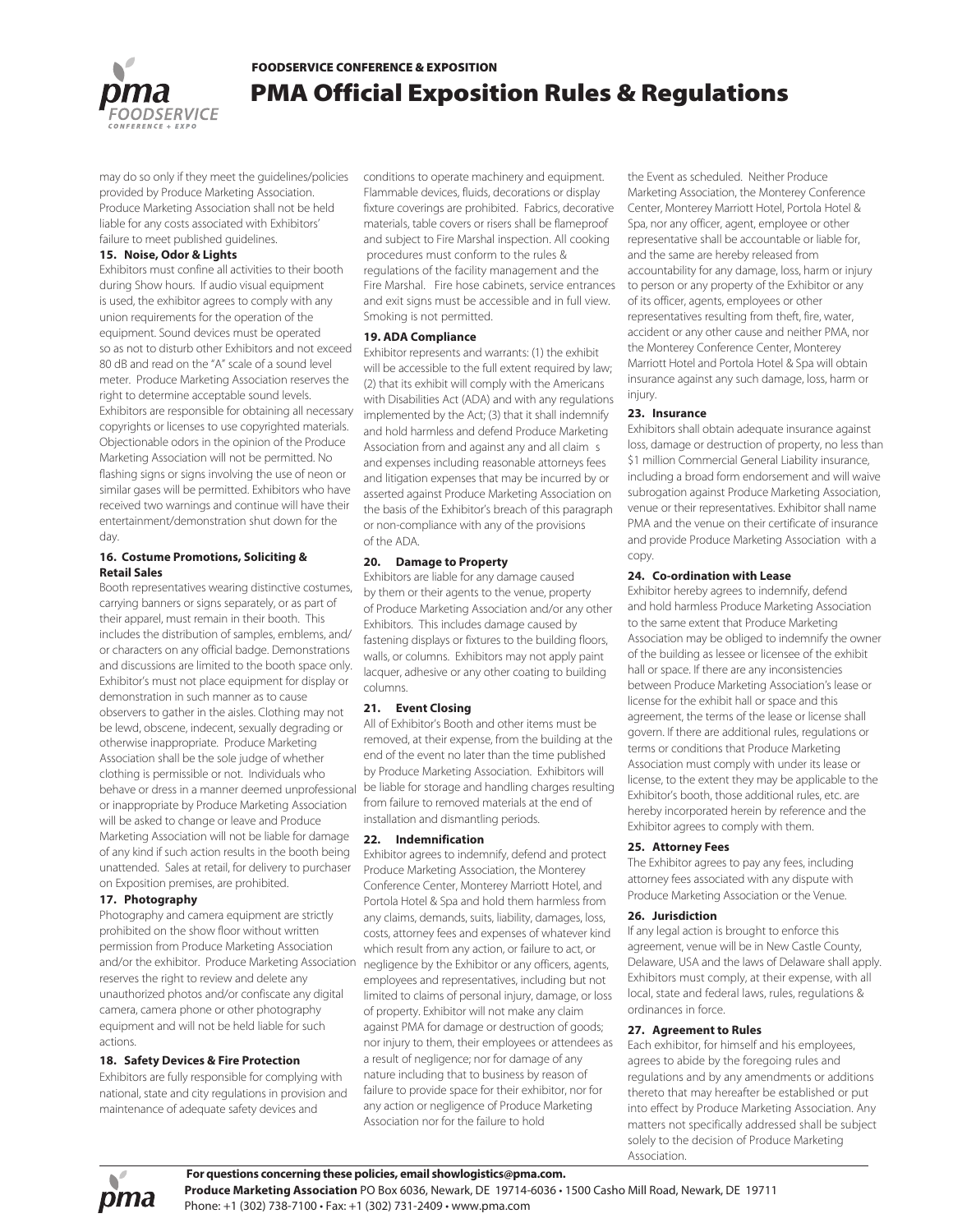# PMA Official Exposition Rules & Regulations

FOODSERVICE CONFERENCE & EXPOSITION

may do so only if they meet the guidelines/policies provided by Produce Marketing Association. Produce Marketing Association shall not be held liable for any costs associated with Exhibitors' failure to meet published guidelines.

**15. Noise, Odor & Lights**

Exhibitors must confine all activities to their booth during Show hours. If audio visual equipment is used, the exhibitor agrees to comply with any union requirements for the operation of the equipment. Sound devices must be operated so as not to disturb other Exhibitors and not exceed 80 dB and read on the "A" scale of a sound level meter. Produce Marketing Association reserves the right to determine acceptable sound levels. Exhibitors are responsible for obtaining all necessary copyrights or licenses to use copyrighted materials. Objectionable odors in the opinion of the Produce Marketing Association will not be permitted. No flashing signs or signs involving the use of neon or similar gases will be permitted. Exhibitors who have received two warnings and continue will have their entertainment/demonstration shut down for the day.

**16. Costume Promotions, Soliciting & Retail Sales**

Booth representatives wearing distinctive costumes, carrying banners or signs separately, or as part of their apparel, must remain in their booth. This includes the distribution of samples, emblems, and/or characters on any official badge. Demonstrations and discussions are limited to the booth space only. Exhibitor's must not place equipment for display or demonstration in such manner as to cause observers to gather in the aisles. Clothing may not be lewd, obscene, indecent, sexually degrading or otherwise inappropriate. Produce Marketing Association shall be the sole judge of whether clothing is permissible or not. Individuals who behave or dress in a manner deemed unprofessional or inappropriate by Produce Marketing Association will be asked to change or leave and Produce Marketing Association will not be liable for damage of any kind if such action results in the booth being unattended. Sales at retail, for delivery to purchaser on Exposition premises, are prohibited.

**17. Photography**

Photography and camera equipment are strictly prohibited on the show floor without written permission from Produce Marketing Association and/or the exhibitor. Produce Marketing Association reserves the right to review and delete any unauthorized photos and/or confiscate any digital camera, camera phone or other photography equipment and will not be held liable for such actions.

**18. Safety Devices & Fire Protection**

Exhibitors are fully responsible for complying with national, state and city regulations in provision and maintenance of adequate safety devices and conditions to operate machinery and equipment. Flammable devices, fluids, decorations or display fixture coverings are prohibited. Fabrics, decorative materials, table covers or risers shall be flameproof and subject to Fire Marshal inspection. All cooking procedures must conform to the rules & regulations of the facility management and the Fire Marshal. Fire hose cabinets, service entrances and exit signs must be accessible and in full view. Smoking is not permitted.

**19. ADA Compliance**

Exhibitor represents and warrants: (1) the exhibit will be accessible to the full extent required by law; (2) that its exhibit will comply with the Americans with Disabilities Act (ADA) and with any regulations implemented by the Act; (3) that it shall indemnify and hold harmless and defend Produce Marketing Association from and against any and all claim s and expenses including reasonable attorneys fees and litigation expenses that may be incurred by or asserted against Produce Marketing Association on the basis of the Exhibitor's breach of this paragraph or non-compliance with any of the provisions of the ADA.

**20. Damage to Property**

Exhibitors are liable for any damage caused by them or their agents to the venue, property of Produce Marketing Association and/or any other Exhibitors. This includes damage caused by fastening displays or fixtures to the building floors, walls, or columns. Exhibitors may not apply paint lacquer, adhesive or any other coating to building columns.

**21. Event Closing**

All of Exhibitor's Booth and other items must be removed, at their expense, from the building at the end of the event no later than the time published by Produce Marketing Association. Exhibitors will be liable for storage and handling charges resulting from failure to removed materials at the end of installation and dismantling periods.

**22. Indemnification**

Exhibitor agrees to indemnify, defend and protect Produce Marketing Association, the Monterey Conference Center, Monterey Marriott Hotel, and Portola Hotel & Spa and hold them harmless from any claims, demands, suits, liability, damages, loss, costs, attorney fees and expenses of whatever kind which result from any action, or failure to act, or negligence by the Exhibitor or any officers, agents, employees and representatives, including but not limited to claims of personal injury, damage, or loss of property. Exhibitor will not make any claim against PMA for damage or destruction of goods; nor injury to them, their employees or attendees as a result of negligence; nor for damage of any nature including that to business by reason of failure to provide space for their exhibitor, nor for any action or negligence of Produce Marketing Association nor for the failure to hold the Event as scheduled. Neither Produce Marketing Association, the Monterey Conference Center, Monterey Marriott Hotel, Portola Hotel & Spa, nor any officer, agent, employee or other representative shall be accountable or liable for, and the same are hereby released from accountability for any damage, loss, harm or injury to person or any property of the Exhibitor or any of its officer, agents, employees or other representatives resulting from theft, fire, water, accident or any other cause and neither PMA, nor the Monterey Conference Center, Monterey Marriott Hotel and Portola Hotel & Spa will obtain insurance against any such damage, loss, harm or injury.

**23. Insurance**

Exhibitors shall obtain adequate insurance against loss, damage or destruction of property, no less than $1 million Commercial General Liability insurance, including a broad form endorsement and will waive subrogation against Produce Marketing Association, venue or their representatives. Exhibitor shall name PMA and the venue on their certificate of insurance and provide Produce Marketing Association with a copy.

**24. Co-ordination with Lease**

Exhibitor hereby agrees to indemnify, defend and hold harmless Produce Marketing Association to the same extent that Produce Marketing Association may be obliged to indemnify the owner of the building as lessee or licensee of the exhibit hall or space. If there are any inconsistencies between Produce Marketing Association's lease or license for the exhibit hall or space and this agreement, the terms of the lease or license shall govern. If there are additional rules, regulations or terms or conditions that Produce Marketing Association must comply with under its lease or license, to the extent they may be applicable to the Exhibitor's booth, those additional rules, etc. are hereby incorporated herein by reference and the Exhibitor agrees to comply with them.

**25. Attorney Fees**

The Exhibitor agrees to pay any fees, including attorney fees associated with any dispute with Produce Marketing Association or the Venue.

**26. Jurisdiction**

If any legal action is brought to enforce this agreement, venue will be in New Castle County, Delaware, USA and the laws of Delaware shall apply. Exhibitors must comply, at their expense, with all local, state and federal laws, rules, regulations & ordinances in force.

**27. Agreement to Rules**

Each exhibitor, for himself and his employees, agrees to abide by the foregoing rules and regulations and by any amendments or additions thereto that may hereafter be established or put into effect by Produce Marketing Association. Any matters not specifically addressed shall be subject solely to the decision of Produce Marketing Association.

**For questions concerning these policies, email showlogistics@pma.com.**

**Produce Marketing Association** PO Box 6036, Newark, DE 19714-6036 • 1500 Casho Mill Road, Newark, DE 19711
Phone: +1 (302) 738-7100 • Fax: +1 (302) 731-2409 • www.pma.com